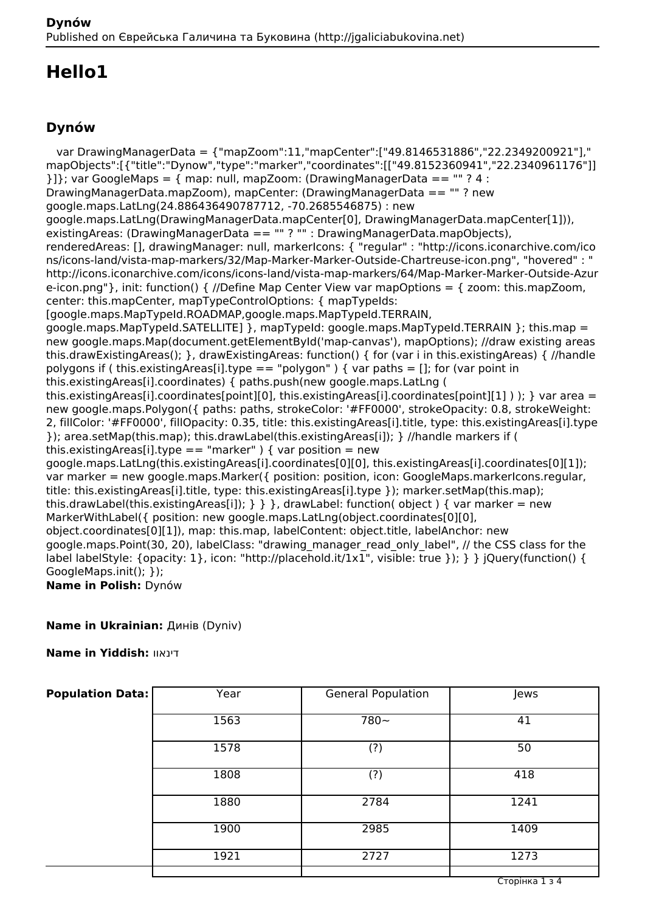# Hello1

## Dynów

var DrawingManagerData = {"mapZoom":11,"mapCenter":["49.8146531886","22.2349200921"],"mapObjects":[{"title":"Dynow","type":"marker","coordinates":[["49.8152360941","22.2340961176"]]}]}; var GoogleMaps = { map: null, mapZoom: (DrawingManagerData == "" ? 4 : DrawingManagerData.mapZoom), mapCenter: (DrawingManagerData == "" ? new google.maps.LatLng(24.886436490787712, -70.2685546875) : new google.maps.LatLng(DrawingManagerData.mapCenter[0], DrawingManagerData.mapCenter[1])), existingAreas: (DrawingManagerData == "" ? "" : DrawingManagerData.mapObjects), renderedAreas: [], drawingManager: null, markerIcons: { "regular" : "http://icons.iconarchive.com/icons/icons-land/vista-map-markers/32/Map-Marker-Marker-Outside-Chartreuse-icon.png", "hovered" : "http://icons.iconarchive.com/icons/icons-land/vista-map-markers/64/Map-Marker-Marker-Outside-Azure-icon.png"}, init: function() { //Define Map Center View var mapOptions = { zoom: this.mapZoom, center: this.mapCenter, mapTypeControlOptions: { mapTypeIds: [google.maps.MapTypeId.ROADMAP,google.maps.MapTypeId.TERRAIN, google.maps.MapTypeId.SATELLITE] }, mapTypeId: google.maps.MapTypeId.TERRAIN }; this.map = new google.maps.Map(document.getElementById('map-canvas'), mapOptions); //draw existing areas this.drawExistingAreas(); }, drawExistingAreas: function() { for (var i in this.existingAreas) { //handle polygons if ( this.existingAreas[i].type == "polygon" ) { var paths = []; for (var point in this.existingAreas[i].coordinates) { paths.push(new google.maps.LatLng ( this.existingAreas[i].coordinates[point][0], this.existingAreas[i].coordinates[point][1] ) ); } var area = new google.maps.Polygon({ paths: paths, strokeColor: '#FF0000', strokeOpacity: 0.8, strokeWeight: 2, fillColor: '#FF0000', fillOpacity: 0.35, title: this.existingAreas[i].title, type: this.existingAreas[i].type }); area.setMap(this.map); this.drawLabel(this.existingAreas[i]); } //handle markers if ( this.existingAreas[i].type == "marker" ) { var position = new google.maps.LatLng(this.existingAreas[i].coordinates[0][0], this.existingAreas[i].coordinates[0][1]); var marker = new google.maps.Marker({ position: position, icon: GoogleMaps.markerIcons.regular, title: this.existingAreas[i].title, type: this.existingAreas[i].type }); marker.setMap(this.map); this.drawLabel(this.existingAreas[i]); } } }, drawLabel: function( object ) { var marker = new MarkerWithLabel({ position: new google.maps.LatLng(object.coordinates[0][0], object.coordinates[0][1]), map: this.map, labelContent: object.title, labelAnchor: new google.maps.Point(30, 20), labelClass: "drawing_manager_read_only_label", // the CSS class for the label labelStyle: {opacity: 1}, icon: "http://placehold.it/1x1", visible: true }); } } jQuery(function() { GoogleMaps.init(); });

**Name in Polish:** Dynów

**Name in Ukrainian:** Динів (Dyniv)

**Name in Yiddish:** דינאוו

**Population Data:**

| Year | General Population | Jews |
|---|---|---|
| 1563 | 780~ | 41 |
| 1578 | (?) | 50 |
| 1808 | (?) | 418 |
| 1880 | 2784 | 1241 |
| 1900 | 2985 | 1409 |
| 1921 | 2727 | 1273 |
| | | |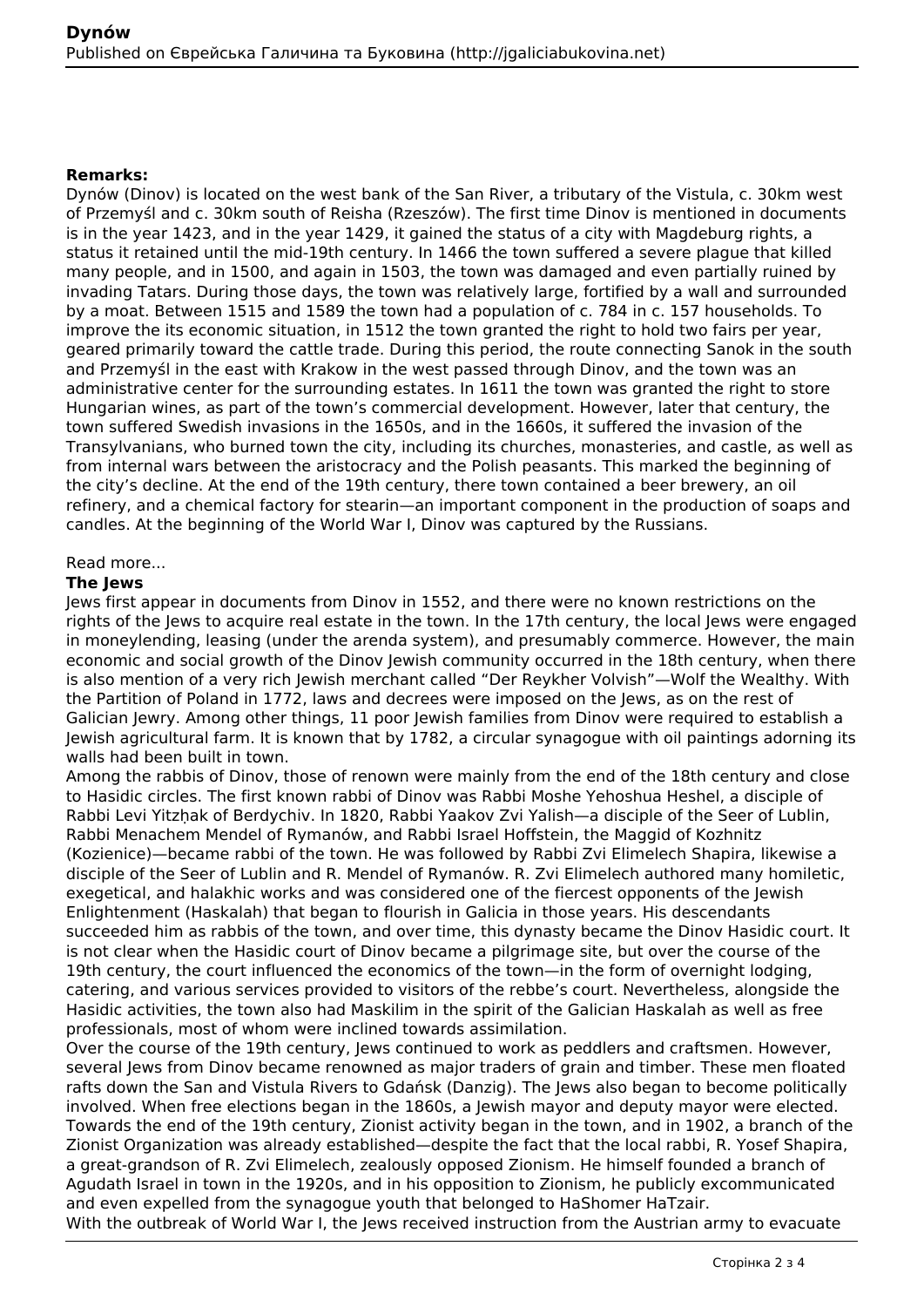**Remarks:**

Dynów (Dinov) is located on the west bank of the San River, a tributary of the Vistula, c. 30km west of Przemyśl and c. 30km south of Reisha (Rzeszów). The first time Dinov is mentioned in documents is in the year 1423, and in the year 1429, it gained the status of a city with Magdeburg rights, a status it retained until the mid-19th century. In 1466 the town suffered a severe plague that killed many people, and in 1500, and again in 1503, the town was damaged and even partially ruined by invading Tatars. During those days, the town was relatively large, fortified by a wall and surrounded by a moat. Between 1515 and 1589 the town had a population of c. 784 in c. 157 households. To improve the its economic situation, in 1512 the town granted the right to hold two fairs per year, geared primarily toward the cattle trade. During this period, the route connecting Sanok in the south and Przemyśl in the east with Krakow in the west passed through Dinov, and the town was an administrative center for the surrounding estates. In 1611 the town was granted the right to store Hungarian wines, as part of the town's commercial development. However, later that century, the town suffered Swedish invasions in the 1650s, and in the 1660s, it suffered the invasion of the Transylvanians, who burned town the city, including its churches, monasteries, and castle, as well as from internal wars between the aristocracy and the Polish peasants. This marked the beginning of the city's decline. At the end of the 19th century, there town contained a beer brewery, an oil refinery, and a chemical factory for stearin—an important component in the production of soaps and candles. At the beginning of the World War I, Dinov was captured by the Russians.

Read more...

**The Jews**

Jews first appear in documents from Dinov in 1552, and there were no known restrictions on the rights of the Jews to acquire real estate in the town. In the 17th century, the local Jews were engaged in moneylending, leasing (under the arenda system), and presumably commerce. However, the main economic and social growth of the Dinov Jewish community occurred in the 18th century, when there is also mention of a very rich Jewish merchant called "Der Reykher Volvish"—Wolf the Wealthy. With the Partition of Poland in 1772, laws and decrees were imposed on the Jews, as on the rest of Galician Jewry. Among other things, 11 poor Jewish families from Dinov were required to establish a Jewish agricultural farm. It is known that by 1782, a circular synagogue with oil paintings adorning its walls had been built in town.

Among the rabbis of Dinov, those of renown were mainly from the end of the 18th century and close to Hasidic circles. The first known rabbi of Dinov was Rabbi Moshe Yehoshua Heshel, a disciple of Rabbi Levi Yitzḥak of Berdychiv. In 1820, Rabbi Yaakov Zvi Yalish—a disciple of the Seer of Lublin, Rabbi Menachem Mendel of Rymanów, and Rabbi Israel Hoffstein, the Maggid of Kozhnitz (Kozienice)—became rabbi of the town. He was followed by Rabbi Zvi Elimelech Shapira, likewise a disciple of the Seer of Lublin and R. Mendel of Rymanów. R. Zvi Elimelech authored many homiletic, exegetical, and halakhic works and was considered one of the fiercest opponents of the Jewish Enlightenment (Haskalah) that began to flourish in Galicia in those years. His descendants succeeded him as rabbis of the town, and over time, this dynasty became the Dinov Hasidic court. It is not clear when the Hasidic court of Dinov became a pilgrimage site, but over the course of the 19th century, the court influenced the economics of the town—in the form of overnight lodging, catering, and various services provided to visitors of the rebbe's court. Nevertheless, alongside the Hasidic activities, the town also had Maskilim in the spirit of the Galician Haskalah as well as free professionals, most of whom were inclined towards assimilation.

Over the course of the 19th century, Jews continued to work as peddlers and craftsmen. However, several Jews from Dinov became renowned as major traders of grain and timber. These men floated rafts down the San and Vistula Rivers to Gdańsk (Danzig). The Jews also began to become politically involved. When free elections began in the 1860s, a Jewish mayor and deputy mayor were elected. Towards the end of the 19th century, Zionist activity began in the town, and in 1902, a branch of the Zionist Organization was already established—despite the fact that the local rabbi, R. Yosef Shapira, a great-grandson of R. Zvi Elimelech, zealously opposed Zionism. He himself founded a branch of Agudath Israel in town in the 1920s, and in his opposition to Zionism, he publicly excommunicated and even expelled from the synagogue youth that belonged to HaShomer HaTzair.

With the outbreak of World War I, the Jews received instruction from the Austrian army to evacuate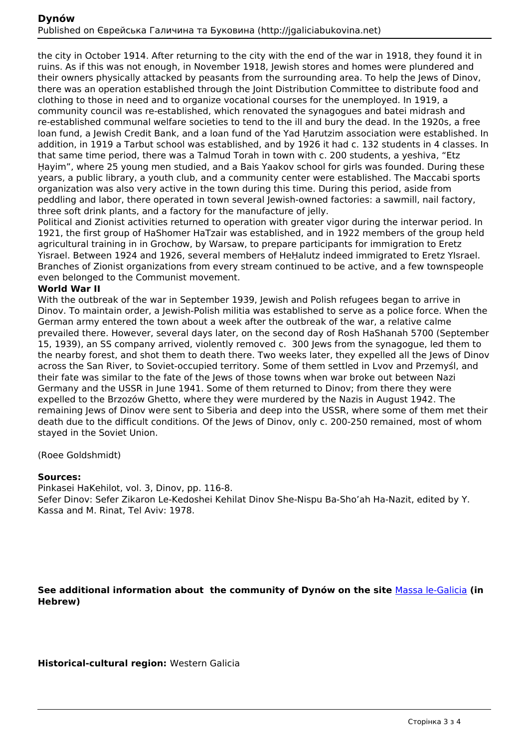the city in October 1914. After returning to the city with the end of the war in 1918, they found it in ruins. As if this was not enough, in November 1918, Jewish stores and homes were plundered and their owners physically attacked by peasants from the surrounding area. To help the Jews of Dinov, there was an operation established through the Joint Distribution Committee to distribute food and clothing to those in need and to organize vocational courses for the unemployed. In 1919, a community council was re-established, which renovated the synagogues and batei midrash and re-established communal welfare societies to tend to the ill and bury the dead. In the 1920s, a free loan fund, a Jewish Credit Bank, and a loan fund of the Yad Ḥarutzim association were established. In addition, in 1919 a Tarbut school was established, and by 1926 it had c. 132 students in 4 classes. In that same time period, there was a Talmud Torah in town with c. 200 students, a yeshiva, "Etz Ḥayim", where 25 young men studied, and a Bais Yaakov school for girls was founded. During these years, a public library, a youth club, and a community center were established. The Maccabi sports organization was also very active in the town during this time. During this period, aside from peddling and labor, there operated in town several Jewish-owned factories: a sawmill, nail factory, three soft drink plants, and a factory for the manufacture of jelly.

Political and Zionist activities returned to operation with greater vigor during the interwar period. In 1921, the first group of HaShomer HaTzair was established, and in 1922 members of the group held agricultural training in in Grochow, by Warsaw, to prepare participants for immigration to Eretz Yisrael. Between 1924 and 1926, several members of HeḤalutz indeed immigrated to Eretz YIsrael. Branches of Zionist organizations from every stream continued to be active, and a few townspeople even belonged to the Communist movement.

**World War II**

With the outbreak of the war in September 1939, Jewish and Polish refugees began to arrive in Dinov. To maintain order, a Jewish-Polish militia was established to serve as a police force. When the German army entered the town about a week after the outbreak of the war, a relative calme prevailed there. However, several days later, on the second day of Rosh HaShanah 5700 (September 15, 1939), an SS company arrived, violently removed c. 300 Jews from the synagogue, led them to the nearby forest, and shot them to death there. Two weeks later, they expelled all the Jews of Dinov across the San River, to Soviet-occupied territory. Some of them settled in Lvov and Przemyśl, and their fate was similar to the fate of the Jews of those towns when war broke out between Nazi Germany and the USSR in June 1941. Some of them returned to Dinov; from there they were expelled to the Brzozów Ghetto, where they were murdered by the Nazis in August 1942. The remaining Jews of Dinov were sent to Siberia and deep into the USSR, where some of them met their death due to the difficult conditions. Of the Jews of Dinov, only c. 200-250 remained, most of whom stayed in the Soviet Union.

(Roee Goldshmidt)

**Sources:**

Pinkasei HaKehilot, vol. 3, Dinov, pp. 116-8.
Sefer Dinov: Sefer Zikaron Le-Kedoshei Kehilat Dinov She-Nispu Ba-Sho'ah Ha-Nazit, edited by Y. Kassa and M. Rinat, Tel Aviv: 1978.

**See additional information about the community of Dynów on the site** Massa le-Galicia **(in Hebrew)**

**Historical-cultural region:** Western Galicia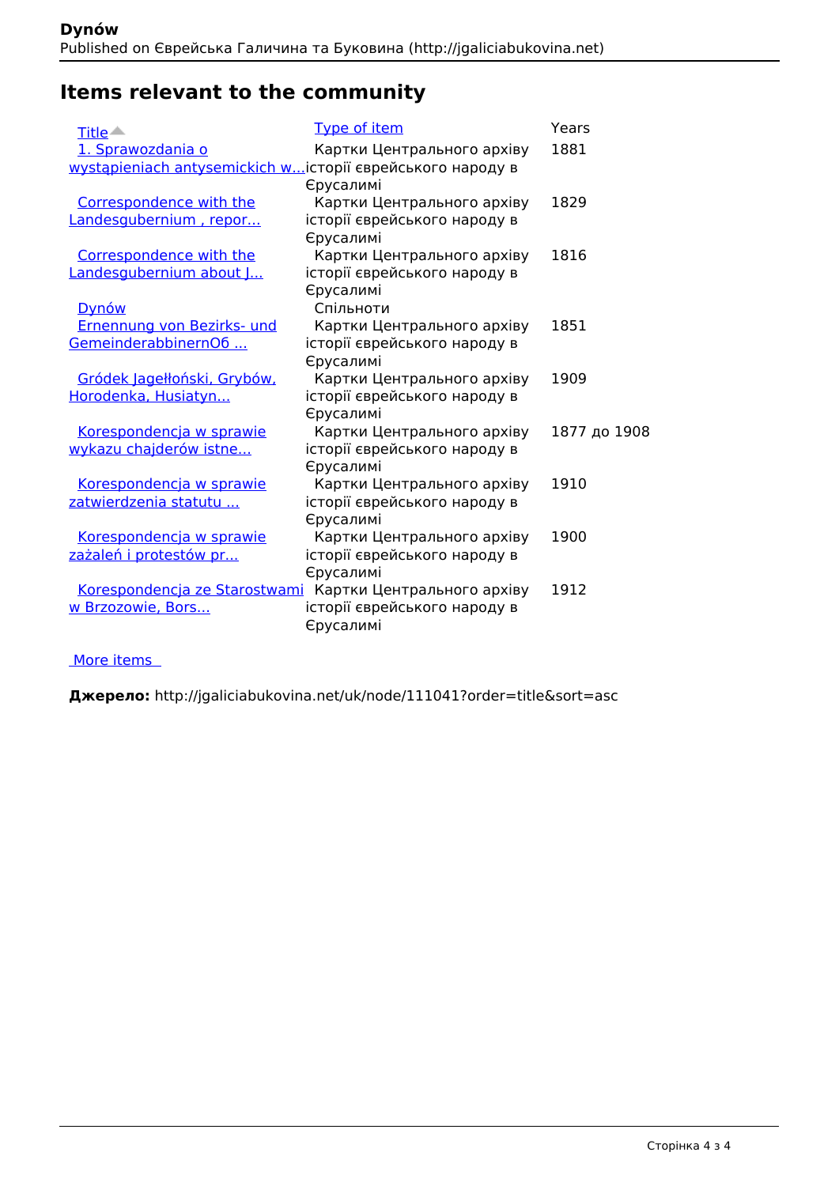## Items relevant to the community

| Title | Type of item | Years |
|---|---|---|
| 1. Sprawozdania o wystąpieniach antysemickich w... | Картки Центрального архіву історії єврейського народу в Єрусалимі | 1881 |
| Correspondence with the Landesgubernium , repor... | Картки Центрального архіву історії єврейського народу в Єрусалимі | 1829 |
| Correspondence with the Landesgubernium about J... | Картки Центрального архіву історії єврейського народу в Єрусалимі | 1816 |
| Dynów | Спільноти | |
| Ernennung von Bezirks- und GemeinderabbinernОб ... | Картки Центрального архіву історії єврейського народу в Єрусалимі | 1851 |
| Gródek Jagełłoński, Grybów, Horodenka, Husiatyn... | Картки Центрального архіву історії єврейського народу в Єрусалимі | 1909 |
| Korespondencja w sprawie wykazu chajderów istne... | Картки Центрального архіву історії єврейського народу в Єрусалимі | 1877 до 1908 |
| Korespondencja w sprawie zatwierdzenia statutu ... | Картки Центрального архіву історії єврейського народу в Єрусалимі | 1910 |
| Korespondencja w sprawie zażaleń i protestów pr... | Картки Центрального архіву історії єврейського народу в Єрусалимі | 1900 |
| Korespondencja ze Starostwami w Brzozowie, Bors... | Картки Центрального архіву історії єврейського народу в Єрусалимі | 1912 |

More items

**Джерело:** http://jgaliciabukovina.net/uk/node/111041?order=title&sort=asc